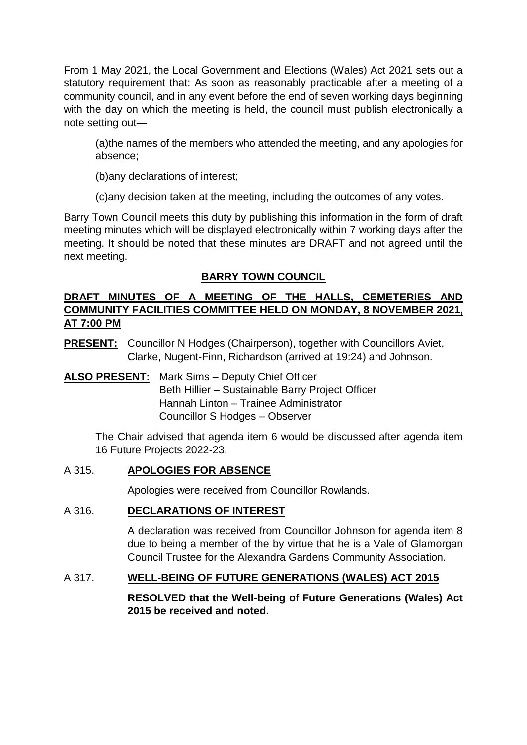From 1 May 2021, the Local Government and Elections (Wales) Act 2021 sets out a statutory requirement that: As soon as reasonably practicable after a meeting of a community council, and in any event before the end of seven working days beginning with the day on which the meeting is held, the council must publish electronically a note setting out—

(a)the names of the members who attended the meeting, and any apologies for absence;

(b)any declarations of interest;

(c)any decision taken at the meeting, including the outcomes of any votes.

Barry Town Council meets this duty by publishing this information in the form of draft meeting minutes which will be displayed electronically within 7 working days after the meeting. It should be noted that these minutes are DRAFT and not agreed until the next meeting.

# BARRY TOWN COUNCIL

## DRAFT MINUTES OF A MEETING OF THE HALLS, CEMETERIES AND COMMUNITY FACILITIES COMMITTEE HELD ON MONDAY, 8 NOVEMBER 2021, AT 7:00 PM

**PRESENT:** Councillor N Hodges (Chairperson), together with Councillors Aviet, Clarke, Nugent-Finn, Richardson (arrived at 19:24) and Johnson.

**ALSO PRESENT:** Mark Sims – Deputy Chief Officer
Beth Hillier – Sustainable Barry Project Officer
Hannah Linton – Trainee Administrator
Councillor S Hodges – Observer

The Chair advised that agenda item 6 would be discussed after agenda item 16 Future Projects 2022-23.

### A 315. APOLOGIES FOR ABSENCE

Apologies were received from Councillor Rowlands.

### A 316. DECLARATIONS OF INTEREST

A declaration was received from Councillor Johnson for agenda item 8 due to being a member of the by virtue that he is a Vale of Glamorgan Council Trustee for the Alexandra Gardens Community Association.

### A 317. WELL-BEING OF FUTURE GENERATIONS (WALES) ACT 2015

**RESOLVED that the Well-being of Future Generations (Wales) Act 2015 be received and noted.**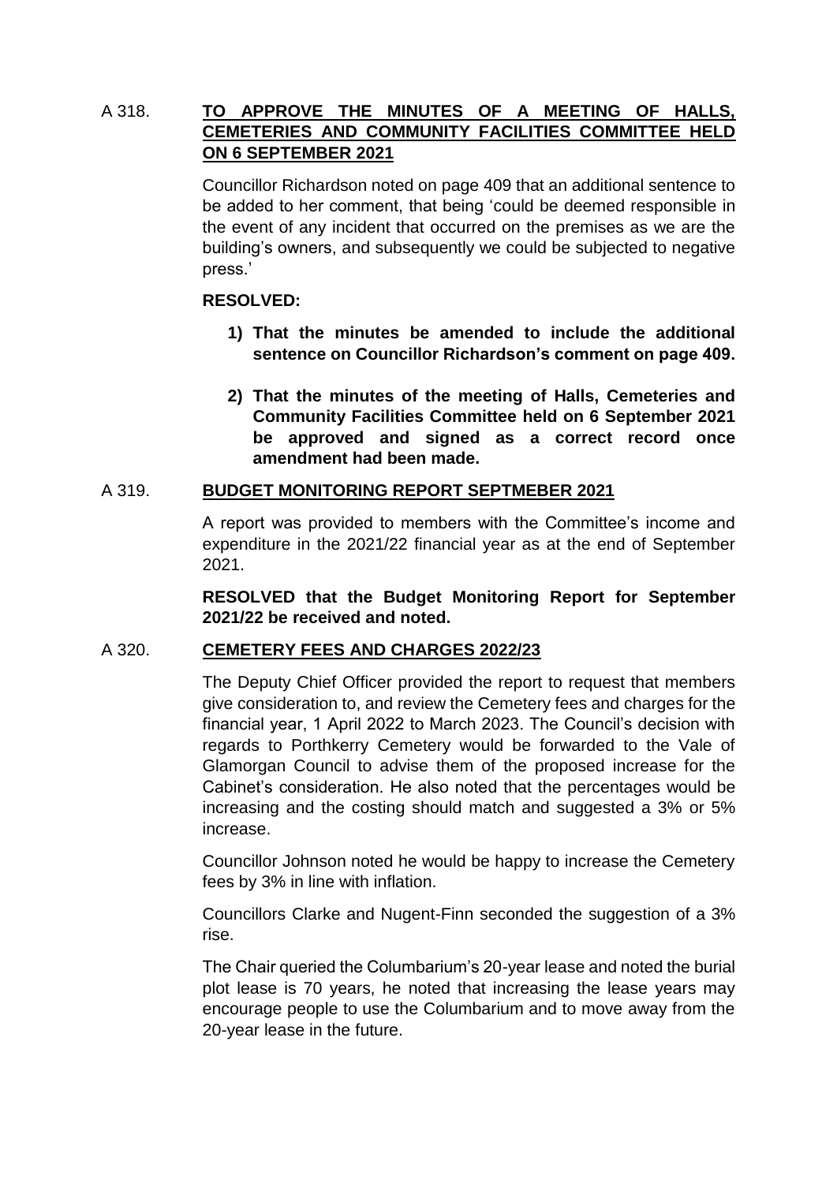A 318. **TO APPROVE THE MINUTES OF A MEETING OF HALLS, CEMETERIES AND COMMUNITY FACILITIES COMMITTEE HELD ON 6 SEPTEMBER 2021**

Councillor Richardson noted on page 409 that an additional sentence to be added to her comment, that being 'could be deemed responsible in the event of any incident that occurred on the premises as we are the building's owners, and subsequently we could be subjected to negative press.'

**RESOLVED:**

1) **That the minutes be amended to include the additional sentence on Councillor Richardson's comment on page 409.**

2) **That the minutes of the meeting of Halls, Cemeteries and Community Facilities Committee held on 6 September 2021 be approved and signed as a correct record once amendment had been made.**

A 319. **BUDGET MONITORING REPORT SEPTMEBER 2021**

A report was provided to members with the Committee's income and expenditure in the 2021/22 financial year as at the end of September 2021.

**RESOLVED that the Budget Monitoring Report for September 2021/22 be received and noted.**

A 320. **CEMETERY FEES AND CHARGES 2022/23**

The Deputy Chief Officer provided the report to request that members give consideration to, and review the Cemetery fees and charges for the financial year, 1 April 2022 to March 2023. The Council's decision with regards to Porthkerry Cemetery would be forwarded to the Vale of Glamorgan Council to advise them of the proposed increase for the Cabinet's consideration. He also noted that the percentages would be increasing and the costing should match and suggested a 3% or 5% increase.

Councillor Johnson noted he would be happy to increase the Cemetery fees by 3% in line with inflation.

Councillors Clarke and Nugent-Finn seconded the suggestion of a 3% rise.

The Chair queried the Columbarium's 20-year lease and noted the burial plot lease is 70 years, he noted that increasing the lease years may encourage people to use the Columbarium and to move away from the 20-year lease in the future.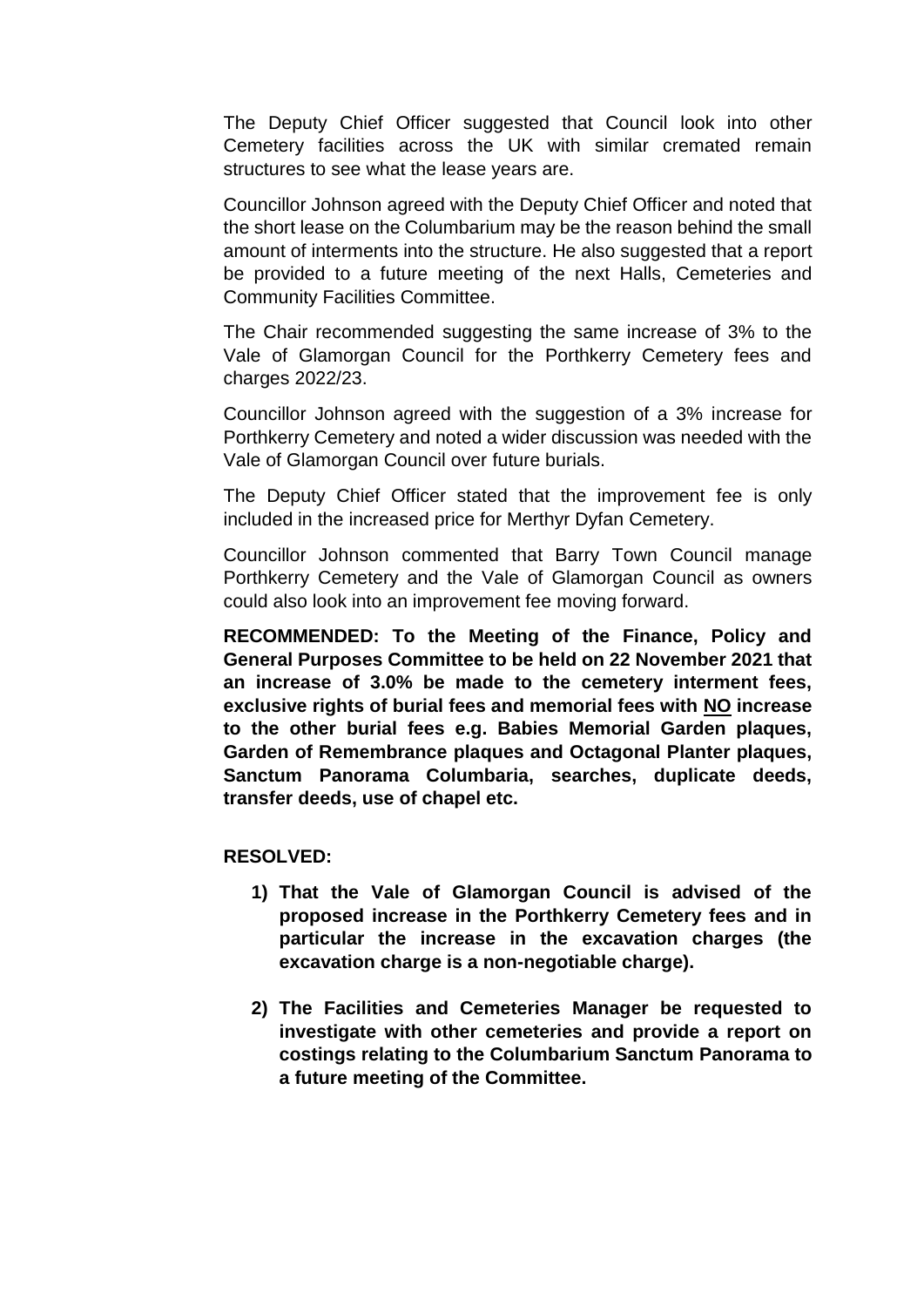The Deputy Chief Officer suggested that Council look into other Cemetery facilities across the UK with similar cremated remain structures to see what the lease years are.

Councillor Johnson agreed with the Deputy Chief Officer and noted that the short lease on the Columbarium may be the reason behind the small amount of interments into the structure. He also suggested that a report be provided to a future meeting of the next Halls, Cemeteries and Community Facilities Committee.

The Chair recommended suggesting the same increase of 3% to the Vale of Glamorgan Council for the Porthkerry Cemetery fees and charges 2022/23.

Councillor Johnson agreed with the suggestion of a 3% increase for Porthkerry Cemetery and noted a wider discussion was needed with the Vale of Glamorgan Council over future burials.

The Deputy Chief Officer stated that the improvement fee is only included in the increased price for Merthyr Dyfan Cemetery.

Councillor Johnson commented that Barry Town Council manage Porthkerry Cemetery and the Vale of Glamorgan Council as owners could also look into an improvement fee moving forward.

**RECOMMENDED: To the Meeting of the Finance, Policy and General Purposes Committee to be held on 22 November 2021 that an increase of 3.0% be made to the cemetery interment fees, exclusive rights of burial fees and memorial fees with <u>NO</u> increase to the other burial fees e.g. Babies Memorial Garden plaques, Garden of Remembrance plaques and Octagonal Planter plaques, Sanctum Panorama Columbaria, searches, duplicate deeds, transfer deeds, use of chapel etc.**

**RESOLVED:**

1) **That the Vale of Glamorgan Council is advised of the proposed increase in the Porthkerry Cemetery fees and in particular the increase in the excavation charges (the excavation charge is a non-negotiable charge).**

2) **The Facilities and Cemeteries Manager be requested to investigate with other cemeteries and provide a report on costings relating to the Columbarium Sanctum Panorama to a future meeting of the Committee.**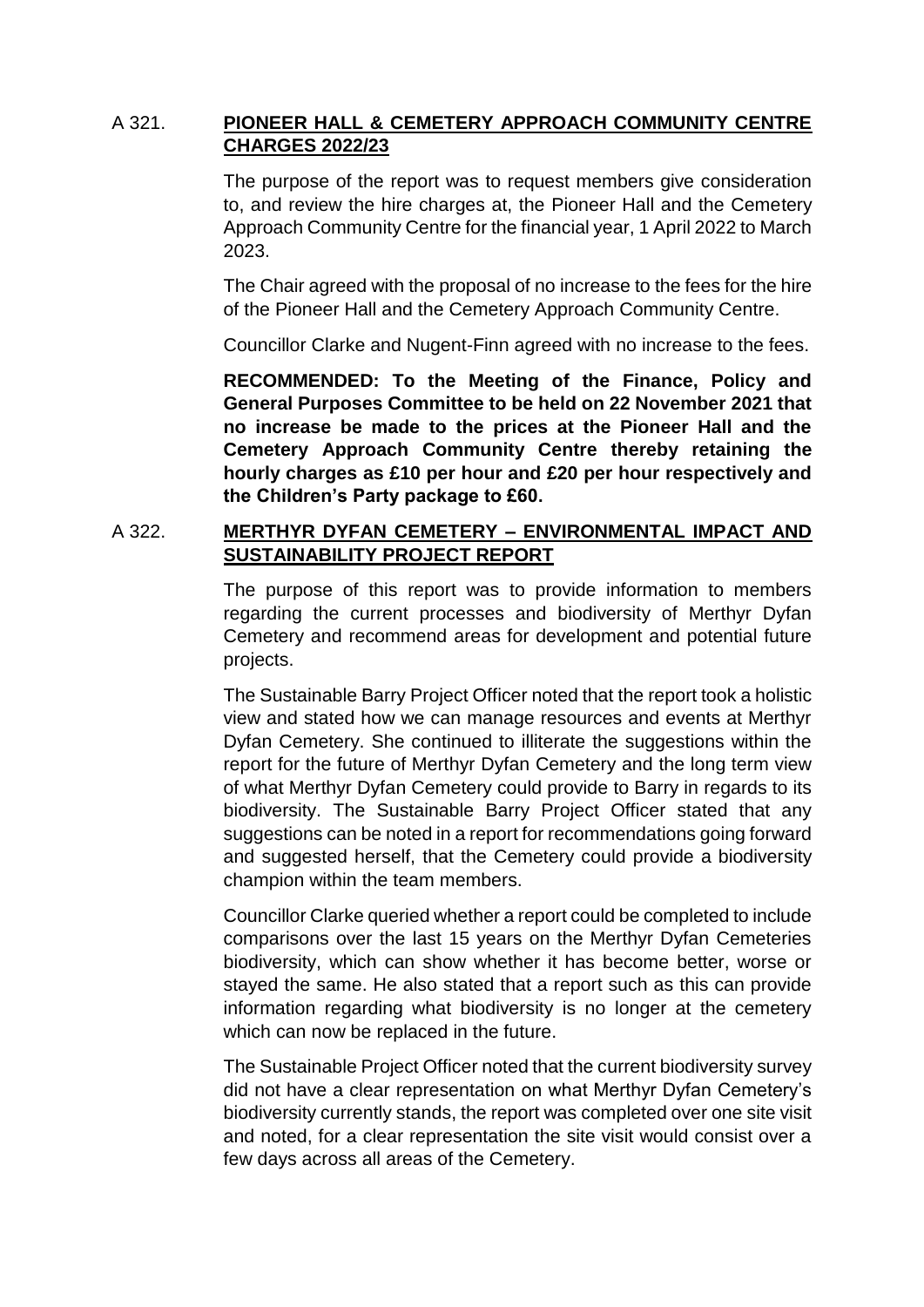## A 321. PIONEER HALL & CEMETERY APPROACH COMMUNITY CENTRE CHARGES 2022/23

The purpose of the report was to request members give consideration to, and review the hire charges at, the Pioneer Hall and the Cemetery Approach Community Centre for the financial year, 1 April 2022 to March 2023.

The Chair agreed with the proposal of no increase to the fees for the hire of the Pioneer Hall and the Cemetery Approach Community Centre.

Councillor Clarke and Nugent-Finn agreed with no increase to the fees.

**RECOMMENDED: To the Meeting of the Finance, Policy and General Purposes Committee to be held on 22 November 2021 that no increase be made to the prices at the Pioneer Hall and the Cemetery Approach Community Centre thereby retaining the hourly charges as £10 per hour and £20 per hour respectively and the Children's Party package to £60.**

## A 322. MERTHYR DYFAN CEMETERY – ENVIRONMENTAL IMPACT AND SUSTAINABILITY PROJECT REPORT

The purpose of this report was to provide information to members regarding the current processes and biodiversity of Merthyr Dyfan Cemetery and recommend areas for development and potential future projects.

The Sustainable Barry Project Officer noted that the report took a holistic view and stated how we can manage resources and events at Merthyr Dyfan Cemetery. She continued to illiterate the suggestions within the report for the future of Merthyr Dyfan Cemetery and the long term view of what Merthyr Dyfan Cemetery could provide to Barry in regards to its biodiversity. The Sustainable Barry Project Officer stated that any suggestions can be noted in a report for recommendations going forward and suggested herself, that the Cemetery could provide a biodiversity champion within the team members.

Councillor Clarke queried whether a report could be completed to include comparisons over the last 15 years on the Merthyr Dyfan Cemeteries biodiversity, which can show whether it has become better, worse or stayed the same. He also stated that a report such as this can provide information regarding what biodiversity is no longer at the cemetery which can now be replaced in the future.

The Sustainable Project Officer noted that the current biodiversity survey did not have a clear representation on what Merthyr Dyfan Cemetery's biodiversity currently stands, the report was completed over one site visit and noted, for a clear representation the site visit would consist over a few days across all areas of the Cemetery.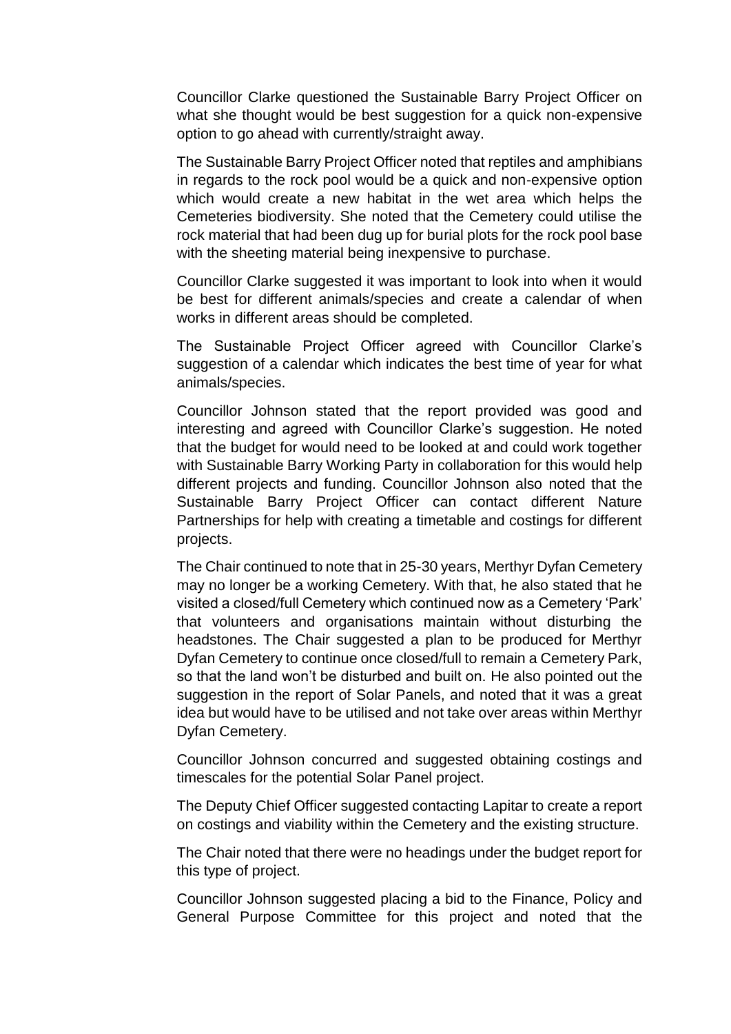Councillor Clarke questioned the Sustainable Barry Project Officer on what she thought would be best suggestion for a quick non-expensive option to go ahead with currently/straight away.

The Sustainable Barry Project Officer noted that reptiles and amphibians in regards to the rock pool would be a quick and non-expensive option which would create a new habitat in the wet area which helps the Cemeteries biodiversity. She noted that the Cemetery could utilise the rock material that had been dug up for burial plots for the rock pool base with the sheeting material being inexpensive to purchase.

Councillor Clarke suggested it was important to look into when it would be best for different animals/species and create a calendar of when works in different areas should be completed.

The Sustainable Project Officer agreed with Councillor Clarke's suggestion of a calendar which indicates the best time of year for what animals/species.

Councillor Johnson stated that the report provided was good and interesting and agreed with Councillor Clarke's suggestion. He noted that the budget for would need to be looked at and could work together with Sustainable Barry Working Party in collaboration for this would help different projects and funding. Councillor Johnson also noted that the Sustainable Barry Project Officer can contact different Nature Partnerships for help with creating a timetable and costings for different projects.

The Chair continued to note that in 25-30 years, Merthyr Dyfan Cemetery may no longer be a working Cemetery. With that, he also stated that he visited a closed/full Cemetery which continued now as a Cemetery 'Park' that volunteers and organisations maintain without disturbing the headstones. The Chair suggested a plan to be produced for Merthyr Dyfan Cemetery to continue once closed/full to remain a Cemetery Park, so that the land won't be disturbed and built on. He also pointed out the suggestion in the report of Solar Panels, and noted that it was a great idea but would have to be utilised and not take over areas within Merthyr Dyfan Cemetery.

Councillor Johnson concurred and suggested obtaining costings and timescales for the potential Solar Panel project.

The Deputy Chief Officer suggested contacting Lapitar to create a report on costings and viability within the Cemetery and the existing structure.

The Chair noted that there were no headings under the budget report for this type of project.

Councillor Johnson suggested placing a bid to the Finance, Policy and General Purpose Committee for this project and noted that the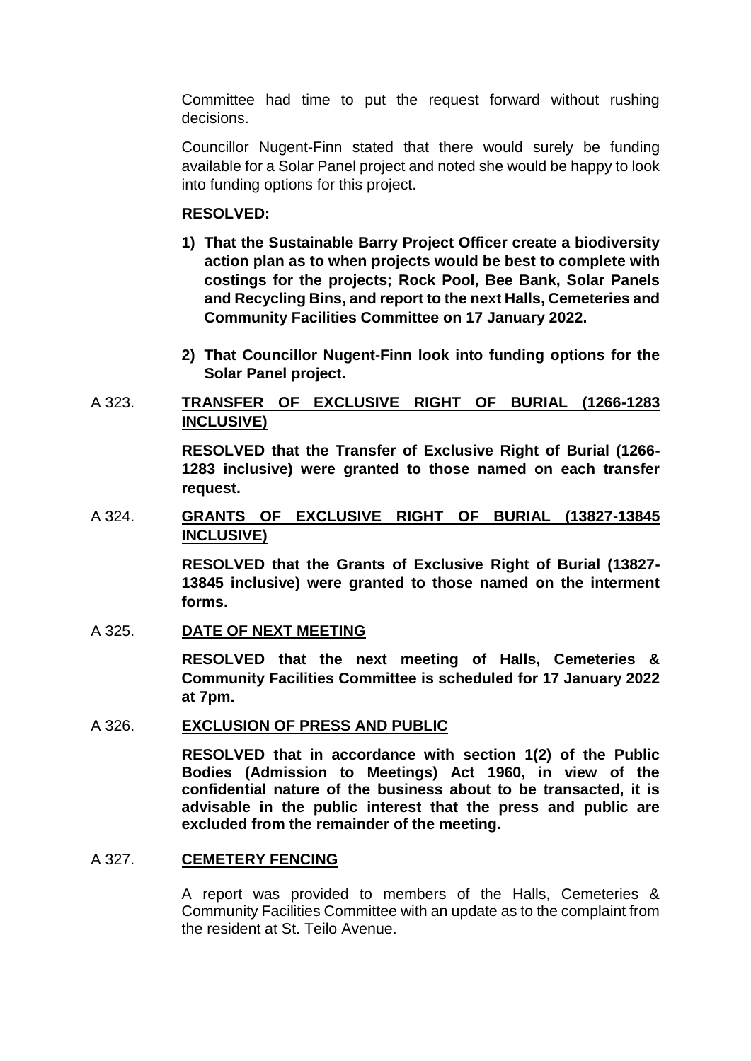Committee had time to put the request forward without rushing decisions.

Councillor Nugent-Finn stated that there would surely be funding available for a Solar Panel project and noted she would be happy to look into funding options for this project.

**RESOLVED:**

1) **That the Sustainable Barry Project Officer create a biodiversity action plan as to when projects would be best to complete with costings for the projects; Rock Pool, Bee Bank, Solar Panels and Recycling Bins, and report to the next Halls, Cemeteries and Community Facilities Committee on 17 January 2022.**

2) **That Councillor Nugent-Finn look into funding options for the Solar Panel project.**

A 323. **TRANSFER OF EXCLUSIVE RIGHT OF BURIAL (1266-1283 INCLUSIVE)**

**RESOLVED that the Transfer of Exclusive Right of Burial (1266-1283 inclusive) were granted to those named on each transfer request.**

A 324. **GRANTS OF EXCLUSIVE RIGHT OF BURIAL (13827-13845 INCLUSIVE)**

**RESOLVED that the Grants of Exclusive Right of Burial (13827-13845 inclusive) were granted to those named on the interment forms.**

A 325. **DATE OF NEXT MEETING**

**RESOLVED that the next meeting of Halls, Cemeteries & Community Facilities Committee is scheduled for 17 January 2022 at 7pm.**

A 326. **EXCLUSION OF PRESS AND PUBLIC**

**RESOLVED that in accordance with section 1(2) of the Public Bodies (Admission to Meetings) Act 1960, in view of the confidential nature of the business about to be transacted, it is advisable in the public interest that the press and public are excluded from the remainder of the meeting.**

A 327. **CEMETERY FENCING**

A report was provided to members of the Halls, Cemeteries & Community Facilities Committee with an update as to the complaint from the resident at St. Teilo Avenue.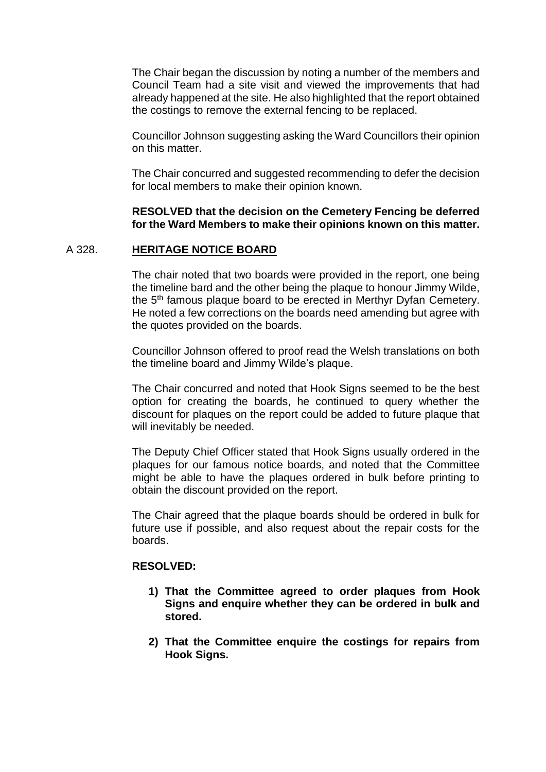The Chair began the discussion by noting a number of the members and Council Team had a site visit and viewed the improvements that had already happened at the site. He also highlighted that the report obtained the costings to remove the external fencing to be replaced.

Councillor Johnson suggesting asking the Ward Councillors their opinion on this matter.

The Chair concurred and suggested recommending to defer the decision for local members to make their opinion known.

**RESOLVED that the decision on the Cemetery Fencing be deferred for the Ward Members to make their opinions known on this matter.**

## A 328. **HERITAGE NOTICE BOARD**

The chair noted that two boards were provided in the report, one being the timeline bard and the other being the plaque to honour Jimmy Wilde, the 5th famous plaque board to be erected in Merthyr Dyfan Cemetery. He noted a few corrections on the boards need amending but agree with the quotes provided on the boards.

Councillor Johnson offered to proof read the Welsh translations on both the timeline board and Jimmy Wilde's plaque.

The Chair concurred and noted that Hook Signs seemed to be the best option for creating the boards, he continued to query whether the discount for plaques on the report could be added to future plaque that will inevitably be needed.

The Deputy Chief Officer stated that Hook Signs usually ordered in the plaques for our famous notice boards, and noted that the Committee might be able to have the plaques ordered in bulk before printing to obtain the discount provided on the report.

The Chair agreed that the plaque boards should be ordered in bulk for future use if possible, and also request about the repair costs for the boards.

**RESOLVED:**

1) **That the Committee agreed to order plaques from Hook Signs and enquire whether they can be ordered in bulk and stored.**

2) **That the Committee enquire the costings for repairs from Hook Signs.**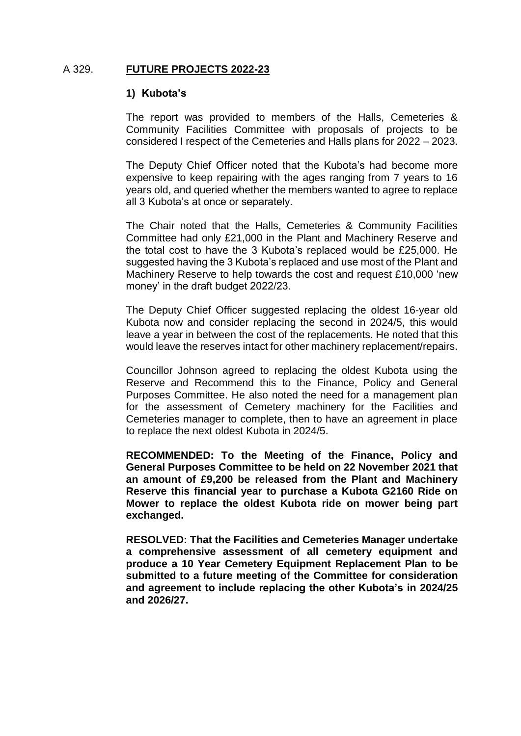A 329. **FUTURE PROJECTS 2022-23**

**1) Kubota's**

The report was provided to members of the Halls, Cemeteries & Community Facilities Committee with proposals of projects to be considered I respect of the Cemeteries and Halls plans for 2022 – 2023.

The Deputy Chief Officer noted that the Kubota's had become more expensive to keep repairing with the ages ranging from 7 years to 16 years old, and queried whether the members wanted to agree to replace all 3 Kubota's at once or separately.

The Chair noted that the Halls, Cemeteries & Community Facilities Committee had only £21,000 in the Plant and Machinery Reserve and the total cost to have the 3 Kubota's replaced would be £25,000. He suggested having the 3 Kubota's replaced and use most of the Plant and Machinery Reserve to help towards the cost and request £10,000 'new money' in the draft budget 2022/23.

The Deputy Chief Officer suggested replacing the oldest 16-year old Kubota now and consider replacing the second in 2024/5, this would leave a year in between the cost of the replacements. He noted that this would leave the reserves intact for other machinery replacement/repairs.

Councillor Johnson agreed to replacing the oldest Kubota using the Reserve and Recommend this to the Finance, Policy and General Purposes Committee. He also noted the need for a management plan for the assessment of Cemetery machinery for the Facilities and Cemeteries manager to complete, then to have an agreement in place to replace the next oldest Kubota in 2024/5.

**RECOMMENDED: To the Meeting of the Finance, Policy and General Purposes Committee to be held on 22 November 2021 that an amount of £9,200 be released from the Plant and Machinery Reserve this financial year to purchase a Kubota G2160 Ride on Mower to replace the oldest Kubota ride on mower being part exchanged.**

**RESOLVED: That the Facilities and Cemeteries Manager undertake a comprehensive assessment of all cemetery equipment and produce a 10 Year Cemetery Equipment Replacement Plan to be submitted to a future meeting of the Committee for consideration and agreement to include replacing the other Kubota's in 2024/25 and 2026/27.**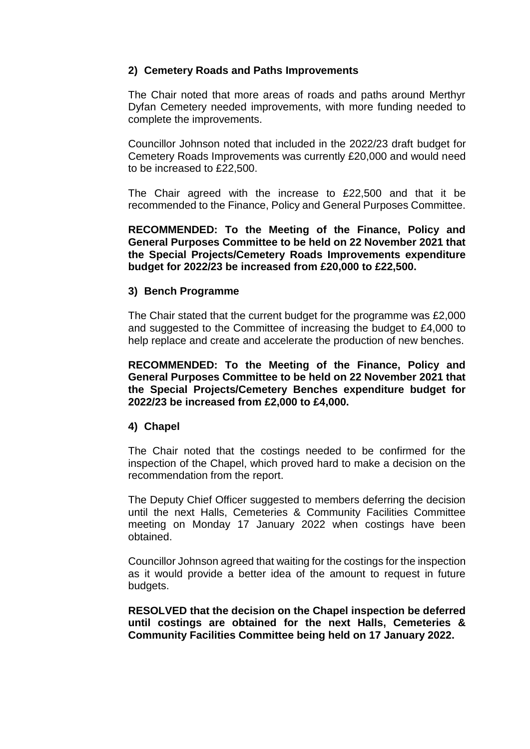**2) Cemetery Roads and Paths Improvements**

The Chair noted that more areas of roads and paths around Merthyr Dyfan Cemetery needed improvements, with more funding needed to complete the improvements.

Councillor Johnson noted that included in the 2022/23 draft budget for Cemetery Roads Improvements was currently £20,000 and would need to be increased to £22,500.

The Chair agreed with the increase to £22,500 and that it be recommended to the Finance, Policy and General Purposes Committee.

**RECOMMENDED: To the Meeting of the Finance, Policy and General Purposes Committee to be held on 22 November 2021 that the Special Projects/Cemetery Roads Improvements expenditure budget for 2022/23 be increased from £20,000 to £22,500.**

**3) Bench Programme**

The Chair stated that the current budget for the programme was £2,000 and suggested to the Committee of increasing the budget to £4,000 to help replace and create and accelerate the production of new benches.

**RECOMMENDED: To the Meeting of the Finance, Policy and General Purposes Committee to be held on 22 November 2021 that the Special Projects/Cemetery Benches expenditure budget for 2022/23 be increased from £2,000 to £4,000.**

**4) Chapel**

The Chair noted that the costings needed to be confirmed for the inspection of the Chapel, which proved hard to make a decision on the recommendation from the report.

The Deputy Chief Officer suggested to members deferring the decision until the next Halls, Cemeteries & Community Facilities Committee meeting on Monday 17 January 2022 when costings have been obtained.

Councillor Johnson agreed that waiting for the costings for the inspection as it would provide a better idea of the amount to request in future budgets.

**RESOLVED that the decision on the Chapel inspection be deferred until costings are obtained for the next Halls, Cemeteries & Community Facilities Committee being held on 17 January 2022.**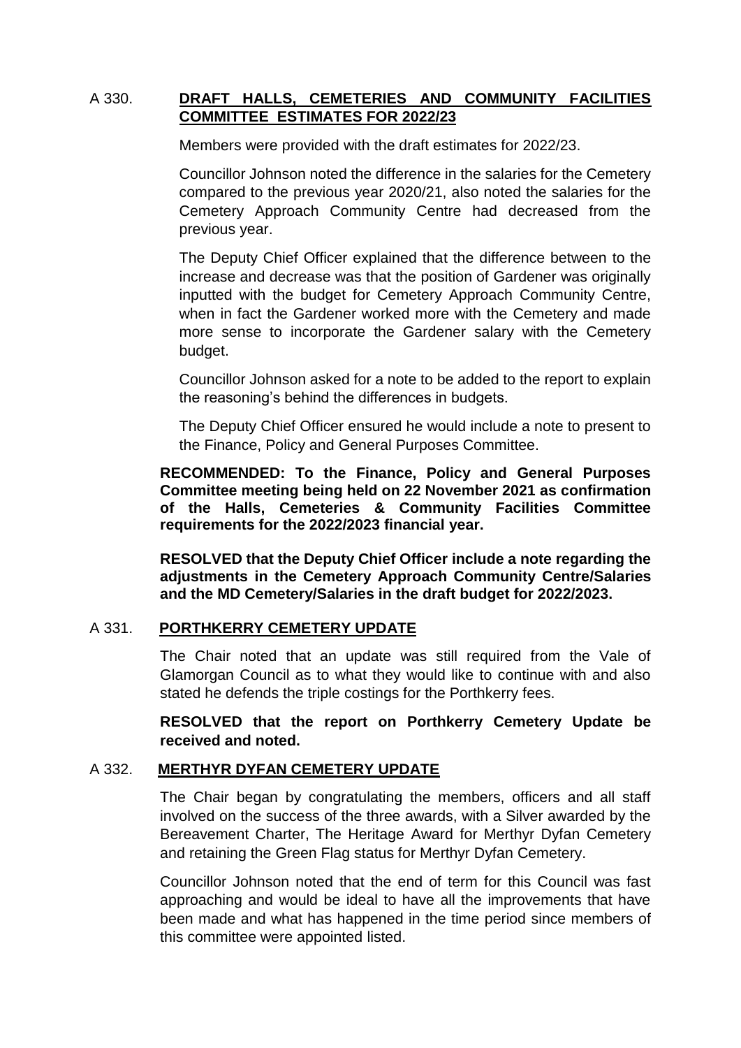A 330. **DRAFT HALLS, CEMETERIES AND COMMUNITY FACILITIES COMMITTEE ESTIMATES FOR 2022/23**

Members were provided with the draft estimates for 2022/23.

Councillor Johnson noted the difference in the salaries for the Cemetery compared to the previous year 2020/21, also noted the salaries for the Cemetery Approach Community Centre had decreased from the previous year.

The Deputy Chief Officer explained that the difference between to the increase and decrease was that the position of Gardener was originally inputted with the budget for Cemetery Approach Community Centre, when in fact the Gardener worked more with the Cemetery and made more sense to incorporate the Gardener salary with the Cemetery budget.

Councillor Johnson asked for a note to be added to the report to explain the reasoning's behind the differences in budgets.

The Deputy Chief Officer ensured he would include a note to present to the Finance, Policy and General Purposes Committee.

**RECOMMENDED: To the Finance, Policy and General Purposes Committee meeting being held on 22 November 2021 as confirmation of the Halls, Cemeteries & Community Facilities Committee requirements for the 2022/2023 financial year.**

**RESOLVED that the Deputy Chief Officer include a note regarding the adjustments in the Cemetery Approach Community Centre/Salaries and the MD Cemetery/Salaries in the draft budget for 2022/2023.**

A 331. **PORTHKERRY CEMETERY UPDATE**

The Chair noted that an update was still required from the Vale of Glamorgan Council as to what they would like to continue with and also stated he defends the triple costings for the Porthkerry fees.

**RESOLVED that the report on Porthkerry Cemetery Update be received and noted.**

A 332. **MERTHYR DYFAN CEMETERY UPDATE**

The Chair began by congratulating the members, officers and all staff involved on the success of the three awards, with a Silver awarded by the Bereavement Charter, The Heritage Award for Merthyr Dyfan Cemetery and retaining the Green Flag status for Merthyr Dyfan Cemetery.

Councillor Johnson noted that the end of term for this Council was fast approaching and would be ideal to have all the improvements that have been made and what has happened in the time period since members of this committee were appointed listed.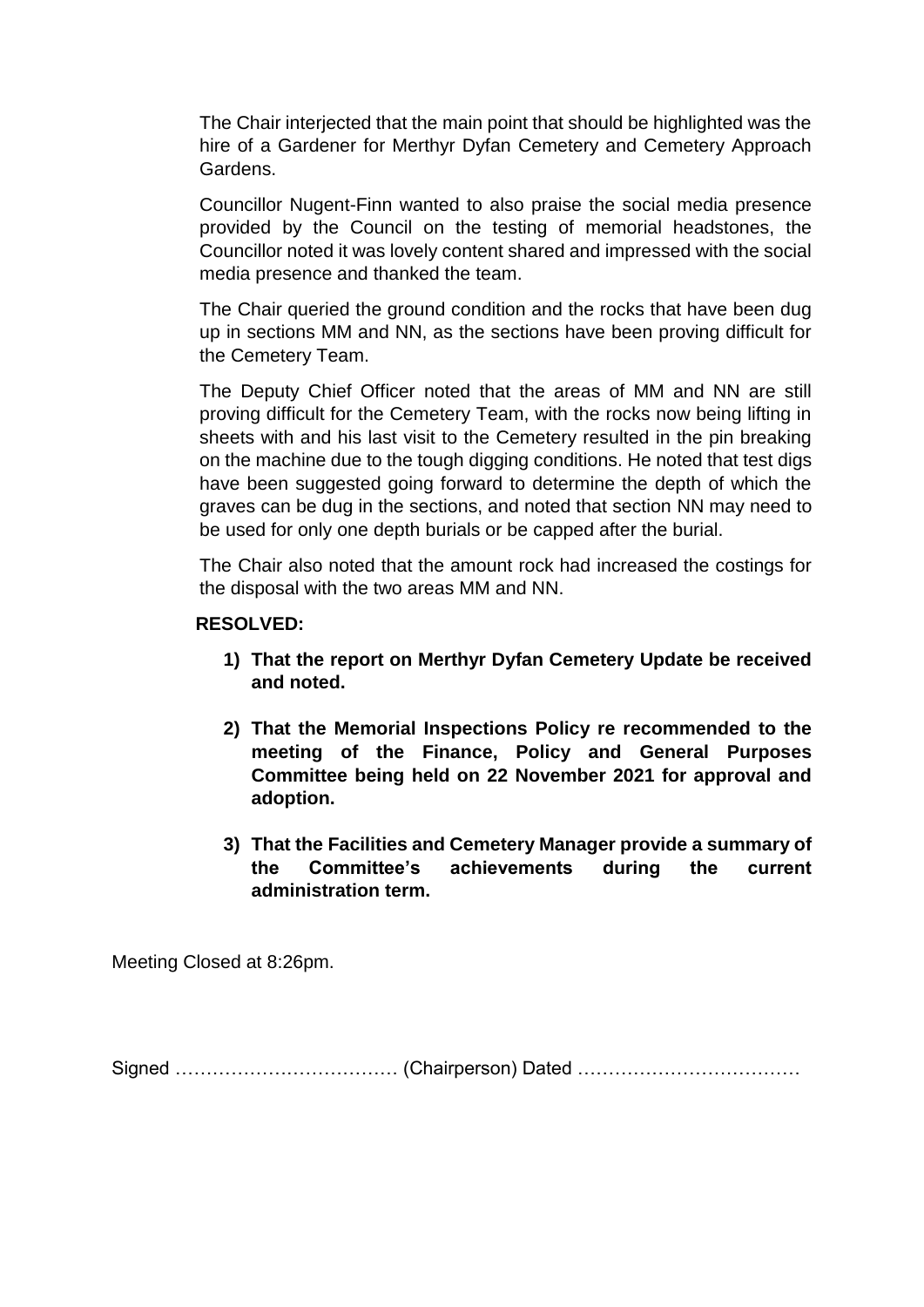The Chair interjected that the main point that should be highlighted was the hire of a Gardener for Merthyr Dyfan Cemetery and Cemetery Approach Gardens.

Councillor Nugent-Finn wanted to also praise the social media presence provided by the Council on the testing of memorial headstones, the Councillor noted it was lovely content shared and impressed with the social media presence and thanked the team.

The Chair queried the ground condition and the rocks that have been dug up in sections MM and NN, as the sections have been proving difficult for the Cemetery Team.

The Deputy Chief Officer noted that the areas of MM and NN are still proving difficult for the Cemetery Team, with the rocks now being lifting in sheets with and his last visit to the Cemetery resulted in the pin breaking on the machine due to the tough digging conditions. He noted that test digs have been suggested going forward to determine the depth of which the graves can be dug in the sections, and noted that section NN may need to be used for only one depth burials or be capped after the burial.

The Chair also noted that the amount rock had increased the costings for the disposal with the two areas MM and NN.

**RESOLVED:**

1) **That the report on Merthyr Dyfan Cemetery Update be received and noted.**

2) **That the Memorial Inspections Policy re recommended to the meeting of the Finance, Policy and General Purposes Committee being held on 22 November 2021 for approval and adoption.**

3) **That the Facilities and Cemetery Manager provide a summary of the Committee's achievements during the current administration term.**

Meeting Closed at 8:26pm.

Signed ……………………………… (Chairperson) Dated ………………………………